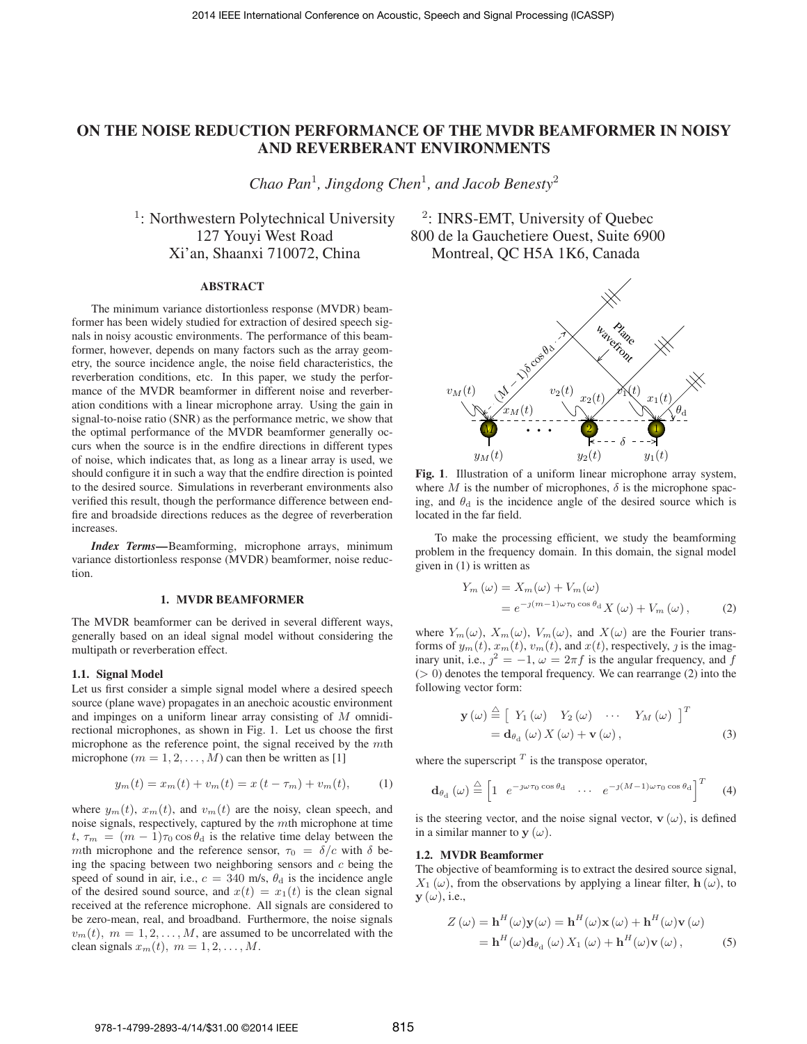# ON THE NOISE REDUCTION PERFORMANCE OF THE MVDR BEAMFORMER IN NOISY AND REVERBERANT ENVIRONMENTS

*Chao Pan*[1], *Jingdong Chen*[1], *and Jacob Benesty*[2]

[1]: Northwestern Polytechnical University
127 Youyi West Road
Xi'an, Shaanxi 710072, China

[2]: INRS-EMT, University of Quebec
800 de la Gauchetiere Ouest, Suite 6900
Montreal, QC H5A 1K6, Canada

## ABSTRACT

The minimum variance distortionless response (MVDR) beamformer has been widely studied for extraction of desired speech signals in noisy acoustic environments. The performance of this beamformer, however, depends on many factors such as the array geometry, the source incidence angle, the noise field characteristics, the reverberation conditions, etc. In this paper, we study the performance of the MVDR beamformer in different noise and reverberation conditions with a linear microphone array. Using the gain in signal-to-noise ratio (SNR) as the performance metric, we show that the optimal performance of the MVDR beamformer generally occurs when the source is in the endfire directions in different types of noise, which indicates that, as long as a linear array is used, we should configure it in such a way that the endfire direction is pointed to the desired source. Simulations in reverberant environments also verified this result, though the performance difference between endfire and broadside directions reduces as the degree of reverberation increases.

***Index Terms***—Beamforming, microphone arrays, minimum variance distortionless response (MVDR) beamformer, noise reduction.

## 1. MVDR BEAMFORMER

The MVDR beamformer can be derived in several different ways, generally based on an ideal signal model without considering the multipath or reverberation effect.

### 1.1. Signal Model

Let us first consider a simple signal model where a desired speech source (plane wave) propagates in an anechoic acoustic environment and impinges on a uniform linear array consisting of $M$ omnidirectional microphones, as shown in Fig. 1. Let us choose the first microphone as the reference point, the signal received by the $m$th microphone ($m = 1, 2, \ldots, M$) can then be written as [1]

$$y_m(t) = x_m(t) + v_m(t) = x(t - \tau_m) + v_m(t), \tag{1}$$

where $y_m(t)$, $x_m(t)$, and $v_m(t)$ are the noisy, clean speech, and noise signals, respectively, captured by the $m$th microphone at time $t$, $\tau_m = (m-1)\tau_0 \cos\theta_{\rm d}$ is the relative time delay between the $m$th microphone and the reference sensor, $\tau_0 = \delta/c$ with $\delta$ being the spacing between two neighboring sensors and $c$ being the speed of sound in air, i.e., $c = 340$ m/s, $\theta_{\rm d}$ is the incidence angle of the desired sound source, and $x(t) = x_1(t)$ is the clean signal received at the reference microphone. All signals are considered to be zero-mean, real, and broadband. Furthermore, the noise signals $v_m(t)$, $m = 1, 2, \ldots, M$, are assumed to be uncorrelated with the clean signals $x_m(t)$, $m = 1, 2, \ldots, M$.

**Fig. 1**. Illustration of a uniform linear microphone array system, where $M$ is the number of microphones, $\delta$ is the microphone spacing, and $\theta_{\rm d}$ is the incidence angle of the desired source which is located in the far field.

To make the processing efficient, we study the beamforming problem in the frequency domain. In this domain, the signal model given in (1) is written as

$$\begin{aligned} Y_m(\omega) &= X_m(\omega) + V_m(\omega) \\ &= e^{-\jmath(m-1)\omega\tau_0\cos\theta_{\rm d}} X(\omega) + V_m(\omega), \end{aligned} \tag{2}$$

where $Y_m(\omega)$, $X_m(\omega)$, $V_m(\omega)$, and $X(\omega)$ are the Fourier transforms of $y_m(t)$, $x_m(t)$, $v_m(t)$, and $x(t)$, respectively, $\jmath$ is the imaginary unit, i.e., $\jmath^2 = -1$, $\omega = 2\pi f$ is the angular frequency, and $f$ ($> 0$) denotes the temporal frequency. We can rearrange (2) into the following vector form:

$$\begin{aligned} \mathbf{y}(\omega) &\triangleq \begin{bmatrix} Y_1(\omega) & Y_2(\omega) & \cdots & Y_M(\omega) \end{bmatrix}^T \\ &= \mathbf{d}_{\theta_{\rm d}}(\omega) X(\omega) + \mathbf{v}(\omega), \end{aligned} \tag{3}$$

where the superscript $^T$ is the transpose operator,

$$\mathbf{d}_{\theta_{\rm d}}(\omega) \triangleq \begin{bmatrix} 1 & e^{-\jmath\omega\tau_0\cos\theta_{\rm d}} & \cdots & e^{-\jmath(M-1)\omega\tau_0\cos\theta_{\rm d}} \end{bmatrix}^T \tag{4}$$

is the steering vector, and the noise signal vector, $\mathbf{v}(\omega)$, is defined in a similar manner to $\mathbf{y}(\omega)$.

### 1.2. MVDR Beamformer

The objective of beamforming is to extract the desired source signal, $X_1(\omega)$, from the observations by applying a linear filter, $\mathbf{h}(\omega)$, to $\mathbf{y}(\omega)$, i.e.,

$$\begin{aligned} Z(\omega) &= \mathbf{h}^H(\omega)\mathbf{y}(\omega) = \mathbf{h}^H(\omega)\mathbf{x}(\omega) + \mathbf{h}^H(\omega)\mathbf{v}(\omega) \\ &= \mathbf{h}^H(\omega)\mathbf{d}_{\theta_{\rm d}}(\omega) X_1(\omega) + \mathbf{h}^H(\omega)\mathbf{v}(\omega), \end{aligned} \tag{5}$$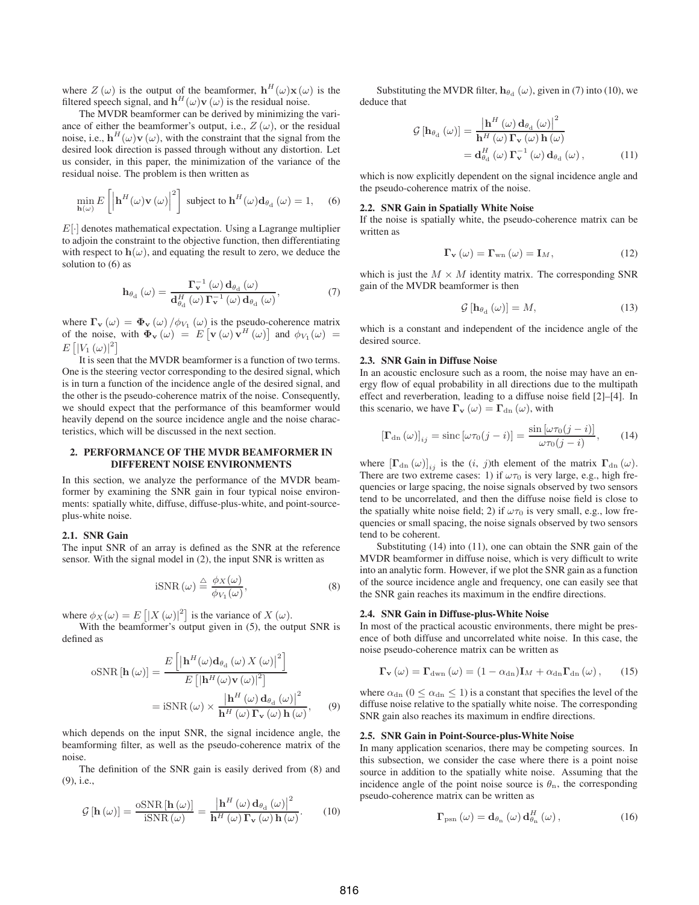where $Z(\omega)$ is the output of the beamformer, $\mathbf{h}^H(\omega)\mathbf{x}(\omega)$ is the filtered speech signal, and $\mathbf{h}^H(\omega)\mathbf{v}(\omega)$ is the residual noise.

The MVDR beamformer can be derived by minimizing the variance of either the beamformer's output, i.e., $Z(\omega)$, or the residual noise, i.e., $\mathbf{h}^H(\omega)\mathbf{v}(\omega)$, with the constraint that the signal from the desired look direction is passed through without any distortion. Let us consider, in this paper, the minimization of the variance of the residual noise. The problem is then written as

$$\min_{\mathbf{h}(\omega)} E\left[\left|\mathbf{h}^H(\omega)\mathbf{v}(\omega)\right|^2\right] \text{ subject to } \mathbf{h}^H(\omega)\mathbf{d}_{\theta_\mathrm{d}}(\omega) = 1, \quad (6)$$

$E[\cdot]$ denotes mathematical expectation. Using a Lagrange multiplier to adjoin the constraint to the objective function, then differentiating with respect to $\mathbf{h}(\omega)$, and equating the result to zero, we deduce the solution to (6) as

$$\mathbf{h}_{\theta_\mathrm{d}}(\omega) = \frac{\mathbf{\Gamma}_\mathbf{v}^{-1}(\omega)\mathbf{d}_{\theta_\mathrm{d}}(\omega)}{\mathbf{d}_{\theta_\mathrm{d}}^H(\omega)\mathbf{\Gamma}_\mathbf{v}^{-1}(\omega)\mathbf{d}_{\theta_\mathrm{d}}(\omega)}, \quad (7)$$

where $\mathbf{\Gamma}_\mathbf{v}(\omega) = \mathbf{\Phi}_\mathbf{v}(\omega)/\phi_{V_1}(\omega)$ is the pseudo-coherence matrix of the noise, with $\mathbf{\Phi}_\mathbf{v}(\omega) = E\left[\mathbf{v}(\omega)\mathbf{v}^H(\omega)\right]$ and $\phi_{V_1}(\omega) = E\left[|V_1(\omega)|^2\right]$

It is seen that the MVDR beamformer is a function of two terms. One is the steering vector corresponding to the desired signal, which is in turn a function of the incidence angle of the desired signal, and the other is the pseudo-coherence matrix of the noise. Consequently, we should expect that the performance of this beamformer would heavily depend on the source incidence angle and the noise characteristics, which will be discussed in the next section.

## 2. PERFORMANCE OF THE MVDR BEAMFORMER IN DIFFERENT NOISE ENVIRONMENTS

In this section, we analyze the performance of the MVDR beamformer by examining the SNR gain in four typical noise environments: spatially white, diffuse, diffuse-plus-white, and point-source-plus-white noise.

### 2.1. SNR Gain

The input SNR of an array is defined as the SNR at the reference sensor. With the signal model in (2), the input SNR is written as

$$\mathrm{iSNR}(\omega) \stackrel{\triangle}{=} \frac{\phi_X(\omega)}{\phi_{V_1}(\omega)}, \quad (8)$$

where $\phi_X(\omega) = E\left[|X(\omega)|^2\right]$ is the variance of $X(\omega)$.

With the beamformer's output given in (5), the output SNR is defined as

$$\begin{aligned}\mathrm{oSNR}[\mathbf{h}(\omega)] &= \frac{E\left[\left|\mathbf{h}^H(\omega)\mathbf{d}_{\theta_\mathrm{d}}(\omega)X(\omega)\right|^2\right]}{E\left[\left|\mathbf{h}^H(\omega)\mathbf{v}(\omega)\right|^2\right]} \\ &= \mathrm{iSNR}(\omega) \times \frac{\left|\mathbf{h}^H(\omega)\mathbf{d}_{\theta_\mathrm{d}}(\omega)\right|^2}{\mathbf{h}^H(\omega)\mathbf{\Gamma}_\mathbf{v}(\omega)\mathbf{h}(\omega)}, \quad (9)\end{aligned}$$

which depends on the input SNR, the signal incidence angle, the beamforming filter, as well as the pseudo-coherence matrix of the noise.

The definition of the SNR gain is easily derived from (8) and (9), i.e.,

$$\mathcal{G}[\mathbf{h}(\omega)] = \frac{\mathrm{oSNR}[\mathbf{h}(\omega)]}{\mathrm{iSNR}(\omega)} = \frac{\left|\mathbf{h}^H(\omega)\mathbf{d}_{\theta_\mathrm{d}}(\omega)\right|^2}{\mathbf{h}^H(\omega)\mathbf{\Gamma}_\mathbf{v}(\omega)\mathbf{h}(\omega)}. \quad (10)$$

Substituting the MVDR filter, $\mathbf{h}_{\theta_\mathrm{d}}(\omega)$, given in (7) into (10), we deduce that

$$\begin{aligned}\mathcal{G}[\mathbf{h}_{\theta_\mathrm{d}}(\omega)] &= \frac{\left|\mathbf{h}^H(\omega)\mathbf{d}_{\theta_\mathrm{d}}(\omega)\right|^2}{\mathbf{h}^H(\omega)\mathbf{\Gamma}_\mathbf{v}(\omega)\mathbf{h}(\omega)} \\ &= \mathbf{d}_{\theta_\mathrm{d}}^H(\omega)\mathbf{\Gamma}_\mathbf{v}^{-1}(\omega)\mathbf{d}_{\theta_\mathrm{d}}(\omega), \quad (11)\end{aligned}$$

which is now explicitly dependent on the signal incidence angle and the pseudo-coherence matrix of the noise.

### 2.2. SNR Gain in Spatially White Noise

If the noise is spatially white, the pseudo-coherence matrix can be written as

$$\mathbf{\Gamma}_\mathbf{v}(\omega) = \mathbf{\Gamma}_\mathrm{wn}(\omega) = \mathbf{I}_M, \quad (12)$$

which is just the $M \times M$ identity matrix. The corresponding SNR gain of the MVDR beamformer is then

$$\mathcal{G}[\mathbf{h}_{\theta_\mathrm{d}}(\omega)] = M, \quad (13)$$

which is a constant and independent of the incidence angle of the desired source.

### 2.3. SNR Gain in Diffuse Noise

In an acoustic enclosure such as a room, the noise may have an energy flow of equal probability in all directions due to the multipath effect and reverberation, leading to a diffuse noise field [2]–[4]. In this scenario, we have $\mathbf{\Gamma}_\mathbf{v}(\omega) = \mathbf{\Gamma}_\mathrm{dn}(\omega)$, with

$$[\mathbf{\Gamma}_\mathrm{dn}(\omega)]_{ij} = \mathrm{sinc}[\omega\tau_0(j-i)] = \frac{\sin[\omega\tau_0(j-i)]}{\omega\tau_0(j-i)}, \quad (14)$$

where $[\mathbf{\Gamma}_\mathrm{dn}(\omega)]_{ij}$ is the $(i,\ j)$th element of the matrix $\mathbf{\Gamma}_\mathrm{dn}(\omega)$. There are two extreme cases: 1) if $\omega\tau_0$ is very large, e.g., high frequencies or large spacing, the noise signals observed by two sensors tend to be uncorrelated, and then the diffuse noise field is close to the spatially white noise field; 2) if $\omega\tau_0$ is very small, e.g., low frequencies or small spacing, the noise signals observed by two sensors tend to be coherent.

Substituting (14) into (11), one can obtain the SNR gain of the MVDR beamformer in diffuse noise, which is very difficult to write into an analytic form. However, if we plot the SNR gain as a function of the source incidence angle and frequency, one can easily see that the SNR gain reaches its maximum in the endfire directions.

### 2.4. SNR Gain in Diffuse-plus-White Noise

In most of the practical acoustic environments, there might be presence of both diffuse and uncorrelated white noise. In this case, the noise pseudo-coherence matrix can be written as

$$\mathbf{\Gamma}_\mathbf{v}(\omega) = \mathbf{\Gamma}_\mathrm{dwn}(\omega) = (1-\alpha_\mathrm{dn})\mathbf{I}_M + \alpha_\mathrm{dn}\mathbf{\Gamma}_\mathrm{dn}(\omega), \quad (15)$$

where $\alpha_\mathrm{dn}$ ($0 \le \alpha_\mathrm{dn} \le 1$) is a constant that specifies the level of the diffuse noise relative to the spatially white noise. The corresponding SNR gain also reaches its maximum in endfire directions.

### 2.5. SNR Gain in Point-Source-plus-White Noise

In many application scenarios, there may be competing sources. In this subsection, we consider the case where there is a point noise source in addition to the spatially white noise. Assuming that the incidence angle of the point noise source is $\theta_\mathrm{n}$, the corresponding pseudo-coherence matrix can be written as

$$\mathbf{\Gamma}_\mathrm{psn}(\omega) = \mathbf{d}_{\theta_\mathrm{n}}(\omega)\mathbf{d}_{\theta_\mathrm{n}}^H(\omega), \quad (16)$$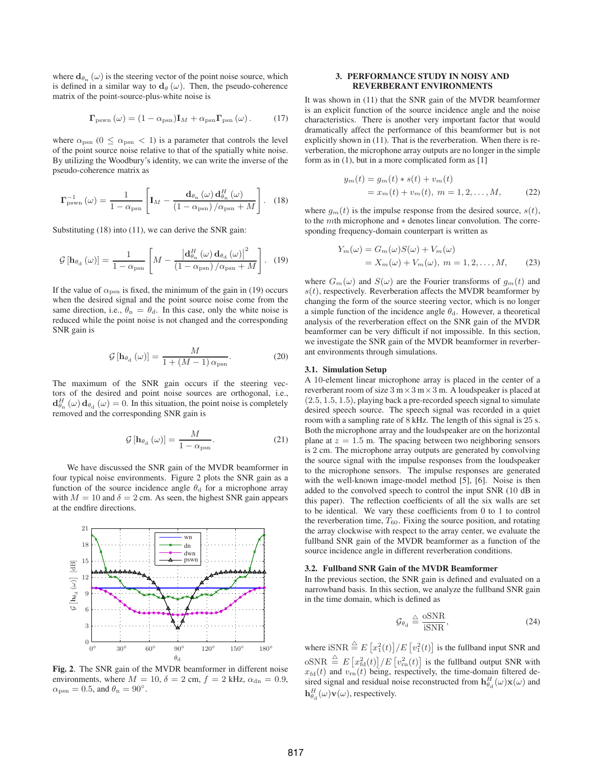where $\mathbf{d}_{\theta_{\mathrm{n}}}(\omega)$ is the steering vector of the point noise source, which is defined in a similar way to $\mathbf{d}_{\theta}(\omega)$. Then, the pseudo-coherence matrix of the point-source-plus-white noise is

$$\boldsymbol{\Gamma}_{\mathrm{pswn}}(\omega) = (1-\alpha_{\mathrm{psn}})\mathbf{I}_M + \alpha_{\mathrm{psn}}\boldsymbol{\Gamma}_{\mathrm{psn}}(\omega). \tag{17}$$

where $\alpha_{\mathrm{psn}}$ ($0 \leq \alpha_{\mathrm{psn}} < 1$) is a parameter that controls the level of the point source noise relative to that of the spatially white noise. By utilizing the Woodbury's identity, we can write the inverse of the pseudo-coherence matrix as

$$\boldsymbol{\Gamma}_{\mathrm{pswn}}^{-1}(\omega) = \frac{1}{1-\alpha_{\mathrm{psn}}}\left[\mathbf{I}_M - \frac{\mathbf{d}_{\theta_{\mathrm{n}}}(\omega)\,\mathbf{d}_{\theta_{\mathrm{n}}}^H(\omega)}{(1-\alpha_{\mathrm{psn}})/\alpha_{\mathrm{psn}} + M}\right]. \tag{18}$$

Substituting (18) into (11), we can derive the SNR gain:

$$\mathcal{G}\left[\mathbf{h}_{\theta_{\mathrm{d}}}(\omega)\right] = \frac{1}{1-\alpha_{\mathrm{psn}}}\left[M - \frac{\left|\mathbf{d}_{\theta_{\mathrm{n}}}^H(\omega)\,\mathbf{d}_{\theta_{\mathrm{d}}}(\omega)\right|^2}{(1-\alpha_{\mathrm{psn}})/\alpha_{\mathrm{psn}} + M}\right]. \tag{19}$$

If the value of $\alpha_{\mathrm{psn}}$ is fixed, the minimum of the gain in (19) occurs when the desired signal and the point source noise come from the same direction, i.e., $\theta_{\mathrm{n}} = \theta_{\mathrm{d}}$. In this case, only the white noise is reduced while the point noise is not changed and the corresponding SNR gain is

$$\mathcal{G}\left[\mathbf{h}_{\theta_{\mathrm{d}}}(\omega)\right] = \frac{M}{1+(M-1)\,\alpha_{\mathrm{psn}}}. \tag{20}$$

The maximum of the SNR gain occurs if the steering vectors of the desired and point noise sources are orthogonal, i.e., $\mathbf{d}_{\theta_{\mathrm{n}}}^H(\omega)\,\mathbf{d}_{\theta_{\mathrm{d}}}(\omega) = 0$. In this situation, the point noise is completely removed and the corresponding SNR gain is

$$\mathcal{G}\left[\mathbf{h}_{\theta_{\mathrm{d}}}(\omega)\right] = \frac{M}{1-\alpha_{\mathrm{psn}}}. \tag{21}$$

We have discussed the SNR gain of the MVDR beamformer in four typical noise environments. Figure 2 plots the SNR gain as a function of the source incidence angle $\theta_{\mathrm{d}}$ for a microphone array with $M = 10$ and $\delta = 2$ cm. As seen, the highest SNR gain appears at the endfire directions.

**Fig. 2**. The SNR gain of the MVDR beamformer in different noise environments, where $M = 10$, $\delta = 2$ cm, $f = 2$ kHz, $\alpha_{\mathrm{dn}} = 0.9$, $\alpha_{\mathrm{psn}} = 0.5$, and $\theta_{\mathrm{n}} = 90^\circ$.

## 3. PERFORMANCE STUDY IN NOISY AND REVERBERANT ENVIRONMENTS

It was shown in (11) that the SNR gain of the MVDR beamformer is an explicit function of the source incidence angle and the noise characteristics. There is another very important factor that would dramatically affect the performance of this beamformer but is not explicitly shown in (11). That is the reverberation. When there is reverberation, the microphone array outputs are no longer in the simple form as in (1), but in a more complicated form as [1]

$$\begin{aligned} y_m(t) &= g_m(t) * s(t) + v_m(t) \\ &= x_m(t) + v_m(t),\; m = 1, 2, \ldots, M, \end{aligned} \tag{22}$$

where $g_m(t)$ is the impulse response from the desired source, $s(t)$, to the $m$th microphone and $*$ denotes linear convolution. The corresponding frequency-domain counterpart is written as

$$\begin{aligned} Y_m(\omega) &= G_m(\omega)S(\omega) + V_m(\omega) \\ &= X_m(\omega) + V_m(\omega),\; m = 1, 2, \ldots, M, \end{aligned} \tag{23}$$

where $G_m(\omega)$ and $S(\omega)$ are the Fourier transforms of $g_m(t)$ and $s(t)$, respectively. Reverberation affects the MVDR beamformer by changing the form of the source steering vector, which is no longer a simple function of the incidence angle $\theta_{\mathrm{d}}$. However, a theoretical analysis of the reverberation effect on the SNR gain of the MVDR beamformer can be very difficult if not impossible. In this section, we investigate the SNR gain of the MVDR beamformer in reverberant environments through simulations.

### 3.1. Simulation Setup

A 10-element linear microphone array is placed in the center of a reverberant room of size $3\,\mathrm{m} \times 3\,\mathrm{m} \times 3\,\mathrm{m}$. A loudspeaker is placed at $(2.5, 1.5, 1.5)$, playing back a pre-recorded speech signal to simulate desired speech source. The speech signal was recorded in a quiet room with a sampling rate of 8 kHz. The length of this signal is 25 s. Both the microphone array and the loudspeaker are on the horizontal plane at $z = 1.5$ m. The spacing between two neighboring sensors is 2 cm. The microphone array outputs are generated by convolving the source signal with the impulse responses from the loudspeaker to the microphone sensors. The impulse responses are generated with the well-known image-model method [5], [6]. Noise is then added to the convolved speech to control the input SNR (10 dB in this paper). The reflection coefficients of all the six walls are set to be identical. We vary these coefficients from 0 to 1 to control the reverberation time, $T_{60}$. Fixing the source position, and rotating the array clockwise with respect to the array center, we evaluate the fullband SNR gain of the MVDR beamformer as a function of the source incidence angle in different reverberation conditions.

### 3.2. Fullband SNR Gain of the MVDR Beamformer

In the previous section, the SNR gain is defined and evaluated on a narrowband basis. In this section, we analyze the fullband SNR gain in the time domain, which is defined as

$$\mathcal{G}_{\theta_{\mathrm{d}}} \triangleq \frac{\mathrm{oSNR}}{\mathrm{iSNR}}, \tag{24}$$

where $\mathrm{iSNR} \triangleq E\left[x_1^2(t)\right]/E\left[v_1^2(t)\right]$ is the fullband input SNR and $\mathrm{oSNR} \triangleq E\left[x_{\mathrm{fd}}^2(t)\right]/E\left[v_{\mathrm{rn}}^2(t)\right]$ is the fullband output SNR with $x_{\mathrm{fd}}(t)$ and $v_{\mathrm{rn}}(t)$ being, respectively, the time-domain filtered desired signal and residual noise reconstructed from $\mathbf{h}_{\theta_{\mathrm{d}}}^H(\omega)\mathbf{x}(\omega)$ and $\mathbf{h}_{\theta_{\mathrm{d}}}^H(\omega)\mathbf{v}(\omega)$, respectively.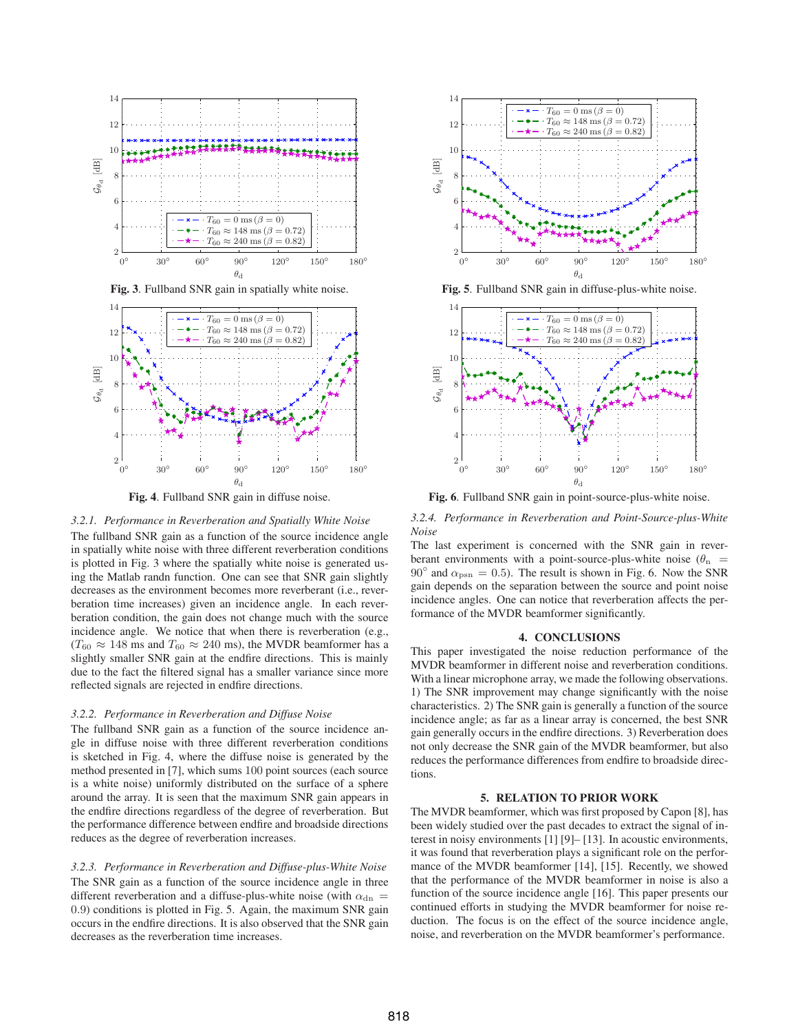Fig. 3. Fullband SNR gain in spatially white noise.

Fig. 4. Fullband SNR gain in diffuse noise.

Fig. 5. Fullband SNR gain in diffuse-plus-white noise.

Fig. 6. Fullband SNR gain in point-source-plus-white noise.

#### 3.2.1. Performance in Reverberation and Spatially White Noise

The fullband SNR gain as a function of the source incidence angle in spatially white noise with three different reverberation conditions is plotted in Fig. 3 where the spatially white noise is generated using the Matlab randn function. One can see that SNR gain slightly decreases as the environment becomes more reverberant (i.e., reverberation time increases) given an incidence angle. In each reverberation condition, the gain does not change much with the source incidence angle. We notice that when there is reverberation (e.g., ($T_{60} \approx 148$ ms and $T_{60} \approx 240$ ms), the MVDR beamformer has a slightly smaller SNR gain at the endfire directions. This is mainly due to the fact the filtered signal has a smaller variance since more reflected signals are rejected in endfire directions.

#### 3.2.2. Performance in Reverberation and Diffuse Noise

The fullband SNR gain as a function of the source incidence angle in diffuse noise with three different reverberation conditions is sketched in Fig. 4, where the diffuse noise is generated by the method presented in [7], which sums 100 point sources (each source is a white noise) uniformly distributed on the surface of a sphere around the array. It is seen that the maximum SNR gain appears in the endfire directions regardless of the degree of reverberation. But the performance difference between endfire and broadside directions reduces as the degree of reverberation increases.

#### 3.2.3. Performance in Reverberation and Diffuse-plus-White Noise

The SNR gain as a function of the source incidence angle in three different reverberation and a diffuse-plus-white noise (with $\alpha_{\rm dn} = 0.9$) conditions is plotted in Fig. 5. Again, the maximum SNR gain occurs in the endfire directions. It is also observed that the SNR gain decreases as the reverberation time increases.

#### 3.2.4. Performance in Reverberation and Point-Source-plus-White Noise

The last experiment is concerned with the SNR gain in reverberant environments with a point-source-plus-white noise ($\theta_{\rm n} = 90^\circ$ and $\alpha_{\rm psn} = 0.5$). The result is shown in Fig. 6. Now the SNR gain depends on the separation between the source and point noise incidence angles. One can notice that reverberation affects the performance of the MVDR beamformer significantly.

## 4. CONCLUSIONS

This paper investigated the noise reduction performance of the MVDR beamformer in different noise and reverberation conditions. With a linear microphone array, we made the following observations. 1) The SNR improvement may change significantly with the noise characteristics. 2) The SNR gain is generally a function of the source incidence angle; as far as a linear array is concerned, the best SNR gain generally occurs in the endfire directions. 3) Reverberation does not only decrease the SNR gain of the MVDR beamformer, but also reduces the performance differences from endfire to broadside directions.

## 5. RELATION TO PRIOR WORK

The MVDR beamformer, which was first proposed by Capon [8], has been widely studied over the past decades to extract the signal of interest in noisy environments [1] [9]– [13]. In acoustic environments, it was found that reverberation plays a significant role on the performance of the MVDR beamformer [14], [15]. Recently, we showed that the performance of the MVDR beamformer in noise is also a function of the source incidence angle [16]. This paper presents our continued efforts in studying the MVDR beamformer for noise reduction. The focus is on the effect of the source incidence angle, noise, and reverberation on the MVDR beamformer's performance.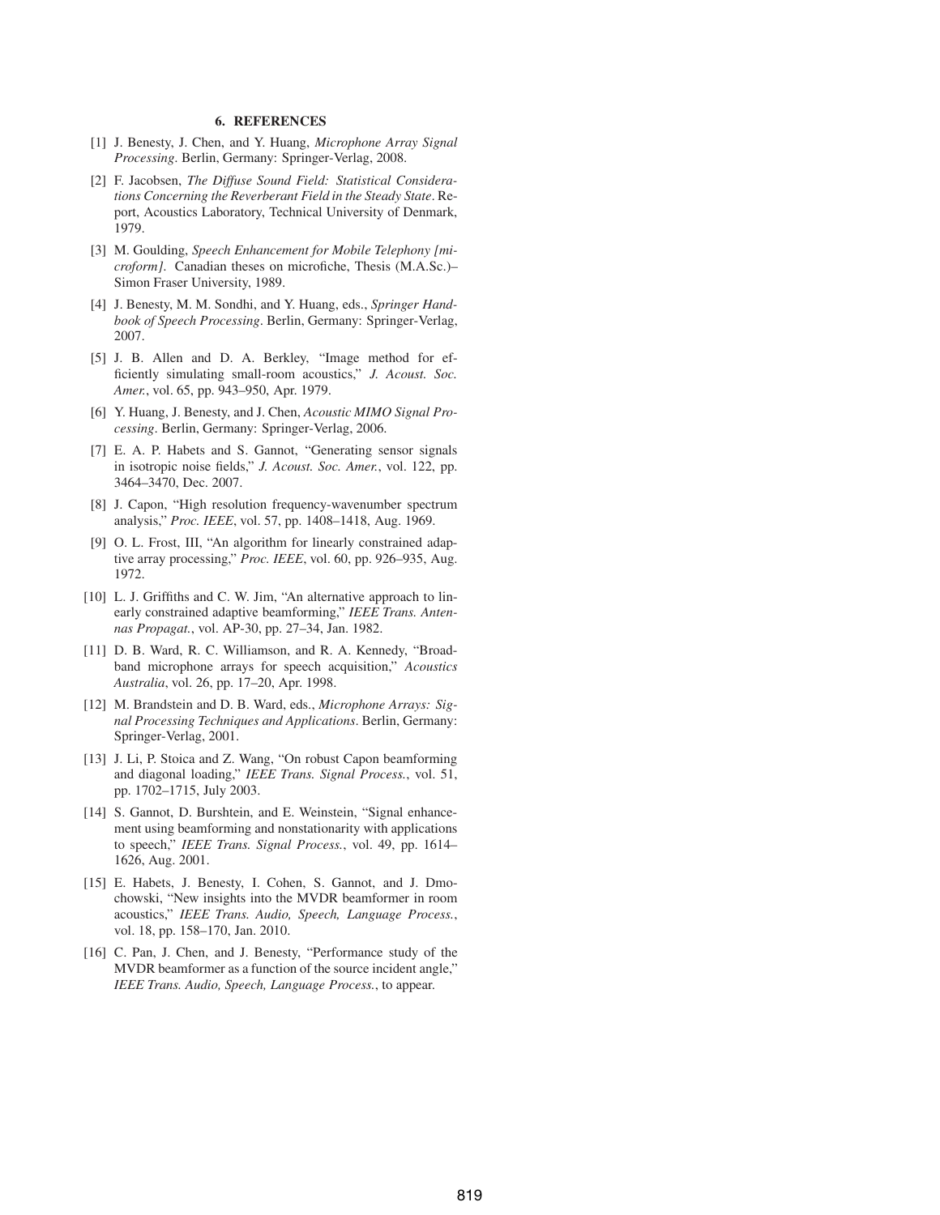## 6. REFERENCES

[1] J. Benesty, J. Chen, and Y. Huang, *Microphone Array Signal Processing*. Berlin, Germany: Springer-Verlag, 2008.

[2] F. Jacobsen, *The Diffuse Sound Field: Statistical Considerations Concerning the Reverberant Field in the Steady State*. Report, Acoustics Laboratory, Technical University of Denmark, 1979.

[3] M. Goulding, *Speech Enhancement for Mobile Telephony [microform]*. Canadian theses on microfiche, Thesis (M.A.Sc.)–Simon Fraser University, 1989.

[4] J. Benesty, M. M. Sondhi, and Y. Huang, eds., *Springer Handbook of Speech Processing*. Berlin, Germany: Springer-Verlag, 2007.

[5] J. B. Allen and D. A. Berkley, "Image method for efficiently simulating small-room acoustics," *J. Acoust. Soc. Amer.*, vol. 65, pp. 943–950, Apr. 1979.

[6] Y. Huang, J. Benesty, and J. Chen, *Acoustic MIMO Signal Processing*. Berlin, Germany: Springer-Verlag, 2006.

[7] E. A. P. Habets and S. Gannot, "Generating sensor signals in isotropic noise fields," *J. Acoust. Soc. Amer.*, vol. 122, pp. 3464–3470, Dec. 2007.

[8] J. Capon, "High resolution frequency-wavenumber spectrum analysis," *Proc. IEEE*, vol. 57, pp. 1408–1418, Aug. 1969.

[9] O. L. Frost, III, "An algorithm for linearly constrained adaptive array processing," *Proc. IEEE*, vol. 60, pp. 926–935, Aug. 1972.

[10] L. J. Griffiths and C. W. Jim, "An alternative approach to linearly constrained adaptive beamforming," *IEEE Trans. Antennas Propagat.*, vol. AP-30, pp. 27–34, Jan. 1982.

[11] D. B. Ward, R. C. Williamson, and R. A. Kennedy, "Broadband microphone arrays for speech acquisition," *Acoustics Australia*, vol. 26, pp. 17–20, Apr. 1998.

[12] M. Brandstein and D. B. Ward, eds., *Microphone Arrays: Signal Processing Techniques and Applications*. Berlin, Germany: Springer-Verlag, 2001.

[13] J. Li, P. Stoica and Z. Wang, "On robust Capon beamforming and diagonal loading," *IEEE Trans. Signal Process.*, vol. 51, pp. 1702–1715, July 2003.

[14] S. Gannot, D. Burshtein, and E. Weinstein, "Signal enhancement using beamforming and nonstationarity with applications to speech," *IEEE Trans. Signal Process.*, vol. 49, pp. 1614–1626, Aug. 2001.

[15] E. Habets, J. Benesty, I. Cohen, S. Gannot, and J. Dmochowski, "New insights into the MVDR beamformer in room acoustics," *IEEE Trans. Audio, Speech, Language Process.*, vol. 18, pp. 158–170, Jan. 2010.

[16] C. Pan, J. Chen, and J. Benesty, "Performance study of the MVDR beamformer as a function of the source incident angle," *IEEE Trans. Audio, Speech, Language Process.*, to appear.